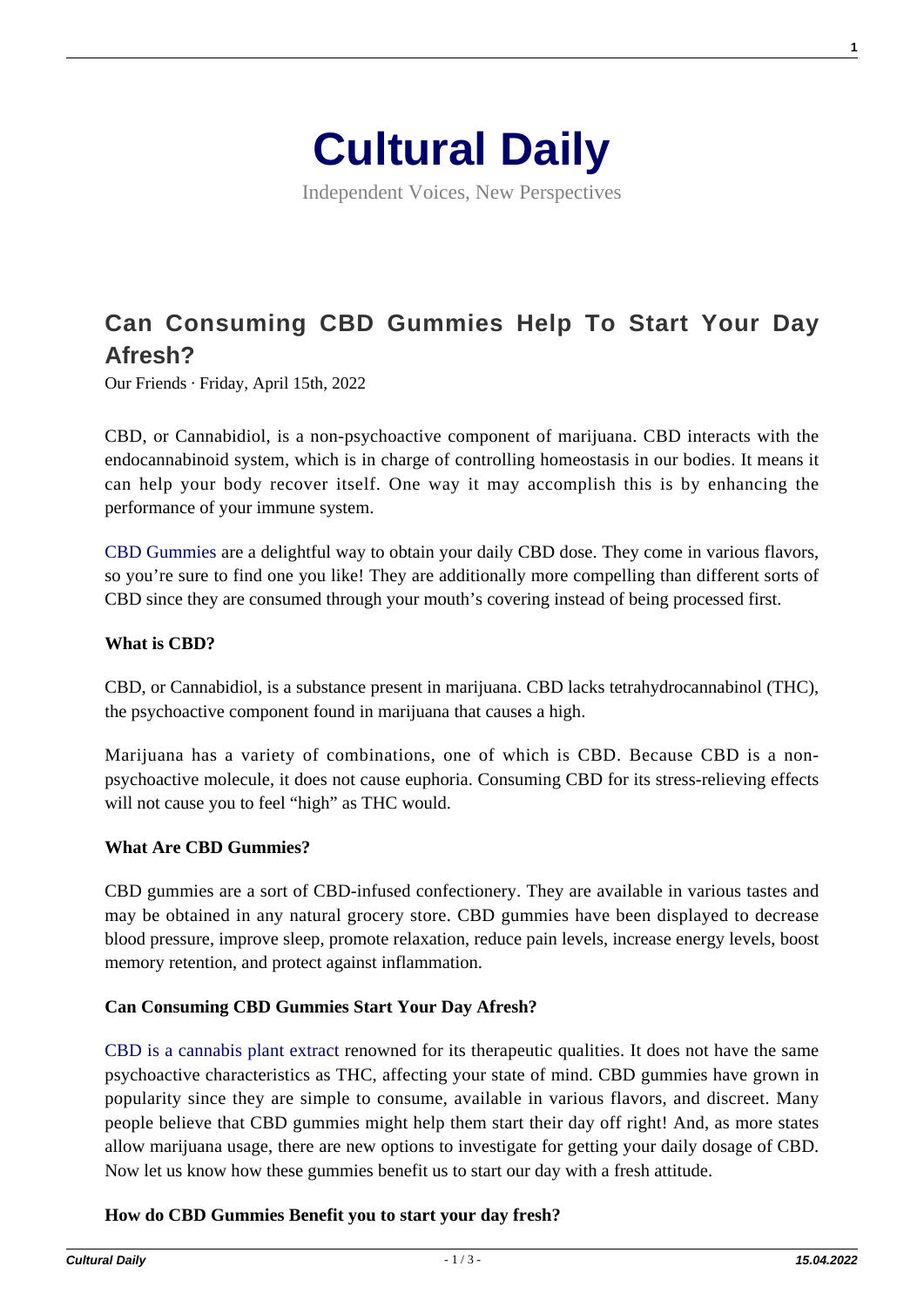# Cultural Daily

Independent Voices, New Perspectives

## Can Consuming CBD Gummies Help To Start Your Day Afresh?

Our Friends · Friday, April 15th, 2022

CBD, or Cannabidiol, is a non-psychoactive component of marijuana. CBD interacts with the endocannabinoid system, which is in charge of controlling homeostasis in our bodies. It means it can help your body recover itself. One way it may accomplish this is by enhancing the performance of your immune system.

CBD Gummies are a delightful way to obtain your daily CBD dose. They come in various flavors, so you're sure to find one you like! They are additionally more compelling than different sorts of CBD since they are consumed through your mouth's covering instead of being processed first.

**What is CBD?**

CBD, or Cannabidiol, is a substance present in marijuana. CBD lacks tetrahydrocannabinol (THC), the psychoactive component found in marijuana that causes a high.

Marijuana has a variety of combinations, one of which is CBD. Because CBD is a non-psychoactive molecule, it does not cause euphoria. Consuming CBD for its stress-relieving effects will not cause you to feel "high" as THC would.

**What Are CBD Gummies?**

CBD gummies are a sort of CBD-infused confectionery. They are available in various tastes and may be obtained in any natural grocery store. CBD gummies have been displayed to decrease blood pressure, improve sleep, promote relaxation, reduce pain levels, increase energy levels, boost memory retention, and protect against inflammation.

**Can Consuming CBD Gummies Start Your Day Afresh?**

CBD is a cannabis plant extract renowned for its therapeutic qualities. It does not have the same psychoactive characteristics as THC, affecting your state of mind. CBD gummies have grown in popularity since they are simple to consume, available in various flavors, and discreet. Many people believe that CBD gummies might help them start their day off right! And, as more states allow marijuana usage, there are new options to investigate for getting your daily dosage of CBD. Now let us know how these gummies benefit us to start our day with a fresh attitude.

**How do CBD Gummies Benefit you to start your day fresh?**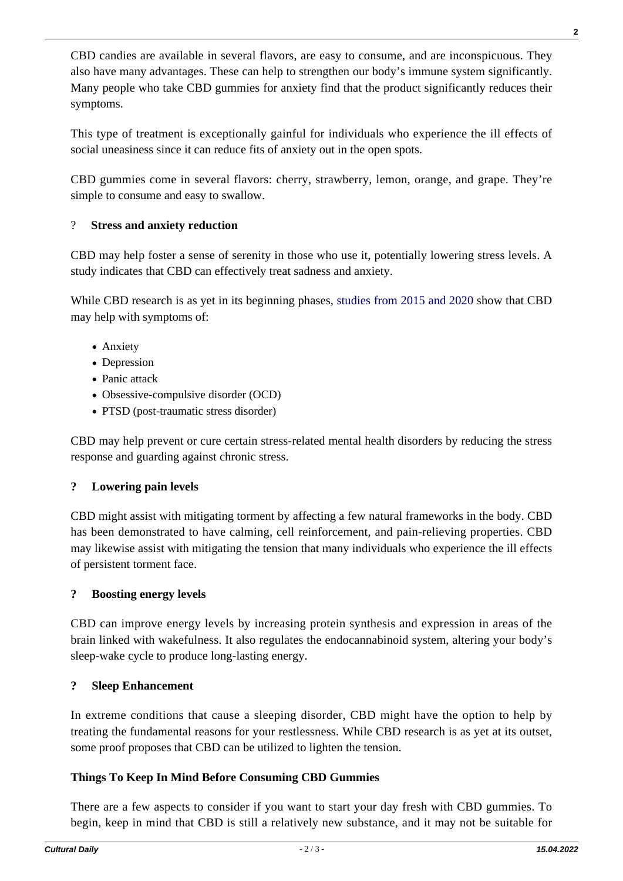CBD candies are available in several flavors, are easy to consume, and are inconspicuous. They also have many advantages. These can help to strengthen our body's immune system significantly. Many people who take CBD gummies for anxiety find that the product significantly reduces their symptoms.

This type of treatment is exceptionally gainful for individuals who experience the ill effects of social uneasiness since it can reduce fits of anxiety out in the open spots.

CBD gummies come in several flavors: cherry, strawberry, lemon, orange, and grape. They're simple to consume and easy to swallow.

? **Stress and anxiety reduction**

CBD may help foster a sense of serenity in those who use it, potentially lowering stress levels. A study indicates that CBD can effectively treat sadness and anxiety.

While CBD research is as yet in its beginning phases, studies from 2015 and 2020 show that CBD may help with symptoms of:

- Anxiety
- Depression
- Panic attack
- Obsessive-compulsive disorder (OCD)
- PTSD (post-traumatic stress disorder)

CBD may help prevent or cure certain stress-related mental health disorders by reducing the stress response and guarding against chronic stress.

**? Lowering pain levels**

CBD might assist with mitigating torment by affecting a few natural frameworks in the body. CBD has been demonstrated to have calming, cell reinforcement, and pain-relieving properties. CBD may likewise assist with mitigating the tension that many individuals who experience the ill effects of persistent torment face.

**? Boosting energy levels**

CBD can improve energy levels by increasing protein synthesis and expression in areas of the brain linked with wakefulness. It also regulates the endocannabinoid system, altering your body's sleep-wake cycle to produce long-lasting energy.

**? Sleep Enhancement**

In extreme conditions that cause a sleeping disorder, CBD might have the option to help by treating the fundamental reasons for your restlessness. While CBD research is as yet at its outset, some proof proposes that CBD can be utilized to lighten the tension.

**Things To Keep In Mind Before Consuming CBD Gummies**

There are a few aspects to consider if you want to start your day fresh with CBD gummies. To begin, keep in mind that CBD is still a relatively new substance, and it may not be suitable for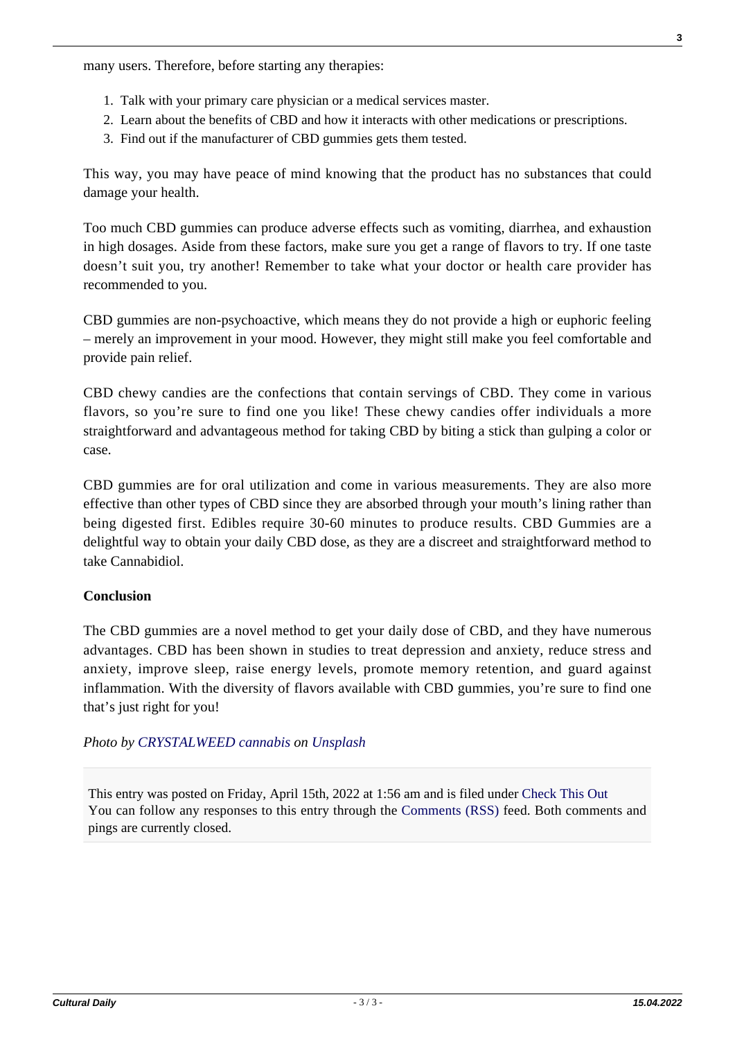many users. Therefore, before starting any therapies:

1. Talk with your primary care physician or a medical services master.
2. Learn about the benefits of CBD and how it interacts with other medications or prescriptions.
3. Find out if the manufacturer of CBD gummies gets them tested.

This way, you may have peace of mind knowing that the product has no substances that could damage your health.

Too much CBD gummies can produce adverse effects such as vomiting, diarrhea, and exhaustion in high dosages. Aside from these factors, make sure you get a range of flavors to try. If one taste doesn't suit you, try another! Remember to take what your doctor or health care provider has recommended to you.

CBD gummies are non-psychoactive, which means they do not provide a high or euphoric feeling – merely an improvement in your mood. However, they might still make you feel comfortable and provide pain relief.

CBD chewy candies are the confections that contain servings of CBD. They come in various flavors, so you're sure to find one you like! These chewy candies offer individuals a more straightforward and advantageous method for taking CBD by biting a stick than gulping a color or case.

CBD gummies are for oral utilization and come in various measurements. They are also more effective than other types of CBD since they are absorbed through your mouth's lining rather than being digested first. Edibles require 30-60 minutes to produce results. CBD Gummies are a delightful way to obtain your daily CBD dose, as they are a discreet and straightforward method to take Cannabidiol.

**Conclusion**

The CBD gummies are a novel method to get your daily dose of CBD, and they have numerous advantages. CBD has been shown in studies to treat depression and anxiety, reduce stress and anxiety, improve sleep, raise energy levels, promote memory retention, and guard against inflammation. With the diversity of flavors available with CBD gummies, you're sure to find one that's just right for you!

*Photo by CRYSTALWEED cannabis on Unsplash*

This entry was posted on Friday, April 15th, 2022 at 1:56 am and is filed under Check This Out
You can follow any responses to this entry through the Comments (RSS) feed. Both comments and pings are currently closed.